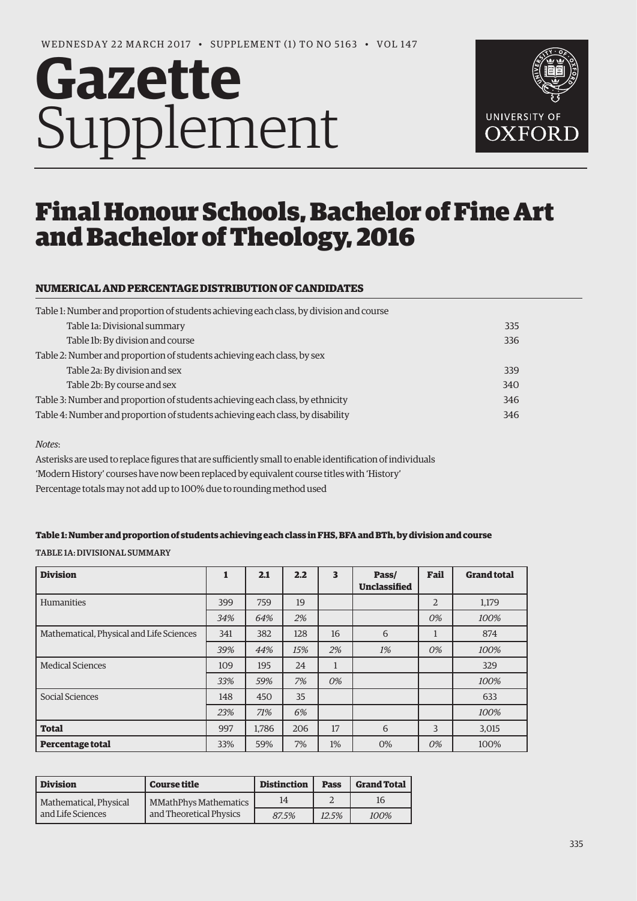WEDNESDAY 22 MARCH 2017 • SUPPLEMENT (1) TO NO 5163 • VOL 147

# Gazette Supplement

# Final Honour Schools, Bachelor of Fine Art and Bachelor of Theology, 2016

## NUMERICAL AND PERCENTAGE DISTRIBUTION OF CANDIDATES

| | |
|---|---|
| Table 1: Number and proportion of students achieving each class, by division and course | |
| Table 1a: Divisional summary | 335 |
| Table 1b: By division and course | 336 |
| Table 2: Number and proportion of students achieving each class, by sex | |
| Table 2a: By division and sex | 339 |
| Table 2b: By course and sex | 340 |
| Table 3: Number and proportion of students achieving each class, by ethnicity | 346 |
| Table 4: Number and proportion of students achieving each class, by disability | 346 |

*Notes*:

Asterisks are used to replace figures that are sufficiently small to enable identification of individuals

'Modern History' courses have now been replaced by equivalent course titles with 'History'

Percentage totals may not add up to 100% due to rounding method used

### Table 1: Number and proportion of students achieving each class in FHS, BFA and BTh, by division and course

TABLE 1A: DIVISIONAL SUMMARY

| **Division** | **1** | **2.1** | **2.2** | **3** | **Pass/ Unclassified** | **Fail** | **Grand total** |
|---|---|---|---|---|---|---|---|
| Humanities | 399 | 759 | 19 | | | 2 | 1,179 |
| | *34%* | *64%* | *2%* | | | *0%* | *100%* |
| Mathematical, Physical and Life Sciences | 341 | 382 | 128 | 16 | 6 | 1 | 874 |
| | *39%* | *44%* | *15%* | *2%* | *1%* | *0%* | *100%* |
| Medical Sciences | 109 | 195 | 24 | 1 | | | 329 |
| | *33%* | *59%* | *7%* | *0%* | | | *100%* |
| Social Sciences | 148 | 450 | 35 | | | | 633 |
| | *23%* | *71%* | *6%* | | | | *100%* |
| **Total** | 997 | 1,786 | 206 | 17 | 6 | 3 | 3,015 |
| **Percentage total** | 33% | 59% | 7% | 1% | 0% | *0%* | 100% |

| **Division** | **Course title** | **Distinction** | **Pass** | **Grand Total** |
|---|---|---|---|---|
| Mathematical, Physical and Life Sciences | MMathPhys Mathematics and Theoretical Physics | 14 | 2 | 16 |
| | | *87.5%* | *12.5%* | *100%* |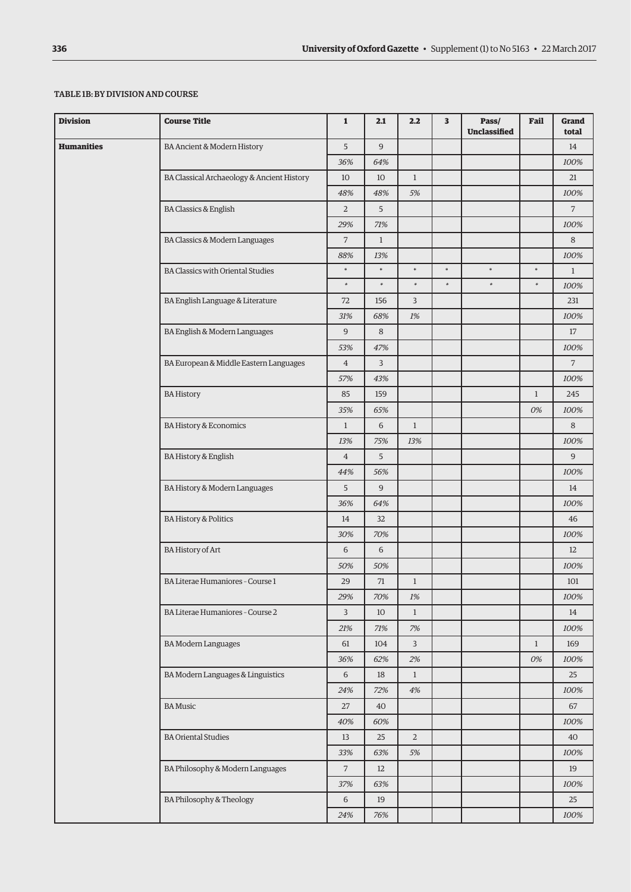TABLE 1B: BY DIVISION AND COURSE

| Division | Course Title | 1 | 2.1 | 2.2 | 3 | Pass/ Unclassified | Fail | Grand total |
|---|---|---|---|---|---|---|---|---|
| **Humanities** | BA Ancient & Modern History | 5 | 9 | | | | | 14 |
| | | *36%* | *64%* | | | | | *100%* |
| | BA Classical Archaeology & Ancient History | 10 | 10 | 1 | | | | 21 |
| | | *48%* | *48%* | *5%* | | | | *100%* |
| | BA Classics & English | 2 | 5 | | | | | 7 |
| | | *29%* | *71%* | | | | | *100%* |
| | BA Classics & Modern Languages | 7 | 1 | | | | | 8 |
| | | *88%* | *13%* | | | | | *100%* |
| | BA Classics with Oriental Studies | * | * | * | * | * | * | 1 |
| | | * | * | * | * | * | * | *100%* |
| | BA English Language & Literature | 72 | 156 | 3 | | | | 231 |
| | | *31%* | *68%* | *1%* | | | | *100%* |
| | BA English & Modern Languages | 9 | 8 | | | | | 17 |
| | | *53%* | *47%* | | | | | *100%* |
| | BA European & Middle Eastern Languages | 4 | 3 | | | | | 7 |
| | | *57%* | *43%* | | | | | *100%* |
| | BA History | 85 | 159 | | | | 1 | 245 |
| | | *35%* | *65%* | | | | *0%* | *100%* |
| | BA History & Economics | 1 | 6 | 1 | | | | 8 |
| | | *13%* | *75%* | *13%* | | | | *100%* |
| | BA History & English | 4 | 5 | | | | | 9 |
| | | *44%* | *56%* | | | | | *100%* |
| | BA History & Modern Languages | 5 | 9 | | | | | 14 |
| | | *36%* | *64%* | | | | | *100%* |
| | BA History & Politics | 14 | 32 | | | | | 46 |
| | | *30%* | *70%* | | | | | *100%* |
| | BA History of Art | 6 | 6 | | | | | 12 |
| | | *50%* | *50%* | | | | | *100%* |
| | BA Literae Humaniores - Course 1 | 29 | 71 | 1 | | | | 101 |
| | | *29%* | *70%* | *1%* | | | | *100%* |
| | BA Literae Humaniores - Course 2 | 3 | 10 | 1 | | | | 14 |
| | | *21%* | *71%* | *7%* | | | | *100%* |
| | BA Modern Languages | 61 | 104 | 3 | | | 1 | 169 |
| | | *36%* | *62%* | *2%* | | | *0%* | *100%* |
| | BA Modern Languages & Linguistics | 6 | 18 | 1 | | | | 25 |
| | | *24%* | *72%* | *4%* | | | | *100%* |
| | BA Music | 27 | 40 | | | | | 67 |
| | | *40%* | *60%* | | | | | *100%* |
| | BA Oriental Studies | 13 | 25 | 2 | | | | 40 |
| | | *33%* | *63%* | *5%* | | | | *100%* |
| | BA Philosophy & Modern Languages | 7 | 12 | | | | | 19 |
| | | *37%* | *63%* | | | | | *100%* |
| | BA Philosophy & Theology | 6 | 19 | | | | | 25 |
| | | *24%* | *76%* | | | | | *100%* |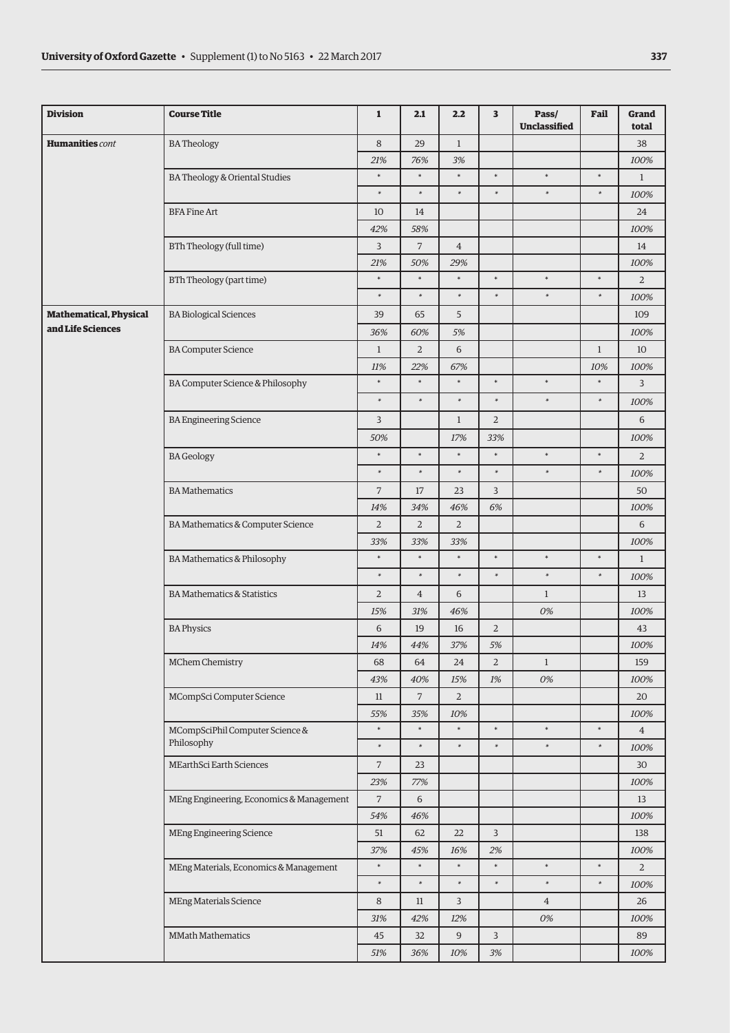| Division | Course Title | 1 | 2.1 | 2.2 | 3 | Pass/ Unclassified | Fail | Grand total |
|---|---|---|---|---|---|---|---|---|
| **Humanities** *cont* | BA Theology | 8 | 29 | 1 | | | | 38 |
| | | *21%* | *76%* | *3%* | | | | *100%* |
| | BA Theology & Oriental Studies | * | * | * | * | * | * | 1 |
| | | * | * | * | * | * | * | *100%* |
| | BFA Fine Art | 10 | 14 | | | | | 24 |
| | | *42%* | *58%* | | | | | *100%* |
| | BTh Theology (full time) | 3 | 7 | 4 | | | | 14 |
| | | *21%* | *50%* | *29%* | | | | *100%* |
| | BTh Theology (part time) | * | * | * | * | * | * | 2 |
| | | * | * | * | * | * | * | *100%* |
| **Mathematical, Physical and Life Sciences** | BA Biological Sciences | 39 | 65 | 5 | | | | 109 |
| | | *36%* | *60%* | *5%* | | | | *100%* |
| | BA Computer Science | 1 | 2 | 6 | | | 1 | 10 |
| | | *11%* | *22%* | *67%* | | | *10%* | *100%* |
| | BA Computer Science & Philosophy | * | * | * | * | * | * | 3 |
| | | * | * | * | * | * | * | *100%* |
| | BA Engineering Science | 3 | | 1 | 2 | | | 6 |
| | | *50%* | | *17%* | *33%* | | | *100%* |
| | BA Geology | * | * | * | * | * | * | 2 |
| | | * | * | * | * | * | * | *100%* |
| | BA Mathematics | 7 | 17 | 23 | 3 | | | 50 |
| | | *14%* | *34%* | *46%* | *6%* | | | *100%* |
| | BA Mathematics & Computer Science | 2 | 2 | 2 | | | | 6 |
| | | *33%* | *33%* | *33%* | | | | *100%* |
| | BA Mathematics & Philosophy | * | * | * | * | * | * | 1 |
| | | * | * | * | * | * | * | *100%* |
| | BA Mathematics & Statistics | 2 | 4 | 6 | | 1 | | 13 |
| | | *15%* | *31%* | *46%* | | *0%* | | *100%* |
| | BA Physics | 6 | 19 | 16 | 2 | | | 43 |
| | | *14%* | *44%* | *37%* | *5%* | | | *100%* |
| | MChem Chemistry | 68 | 64 | 24 | 2 | 1 | | 159 |
| | | *43%* | *40%* | *15%* | *1%* | *0%* | | *100%* |
| | MCompSci Computer Science | 11 | 7 | 2 | | | | 20 |
| | | *55%* | *35%* | *10%* | | | | *100%* |
| | MCompSciPhil Computer Science & Philosophy | * | * | * | * | * | * | 4 |
| | | * | * | * | * | * | * | *100%* |
| | MEarthSci Earth Sciences | 7 | 23 | | | | | 30 |
| | | *23%* | *77%* | | | | | *100%* |
| | MEng Engineering, Economics & Management | 7 | 6 | | | | | 13 |
| | | *54%* | *46%* | | | | | *100%* |
| | MEng Engineering Science | 51 | 62 | 22 | 3 | | | 138 |
| | | *37%* | *45%* | *16%* | *2%* | | | *100%* |
| | MEng Materials, Economics & Management | * | * | * | * | * | * | 2 |
| | | * | * | * | * | * | * | *100%* |
| | MEng Materials Science | 8 | 11 | 3 | | 4 | | 26 |
| | | *31%* | *42%* | *12%* | | *0%* | | *100%* |
| | MMath Mathematics | 45 | 32 | 9 | 3 | | | 89 |
| | | *51%* | *36%* | *10%* | *3%* | | | *100%* |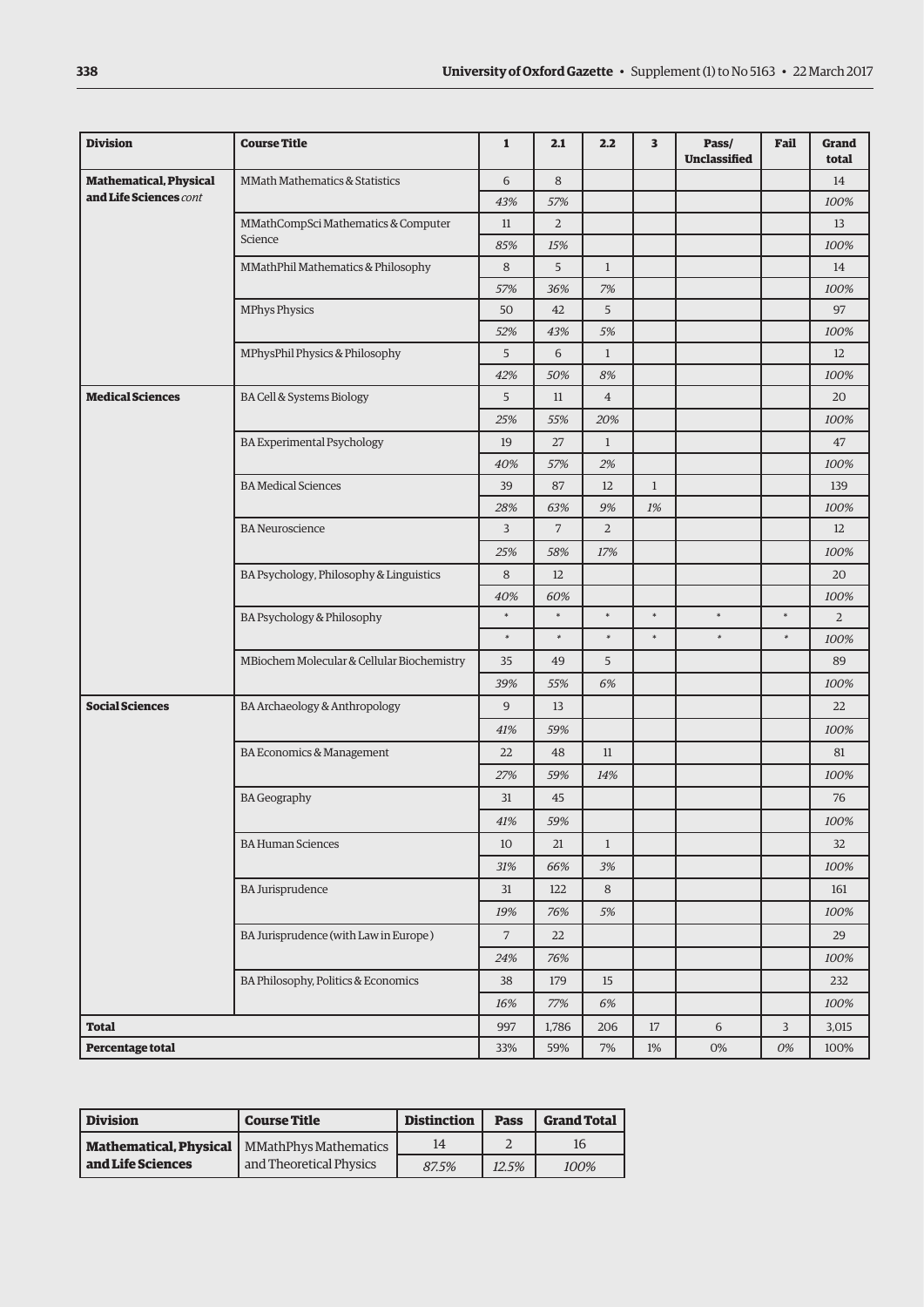| Division | Course Title | 1 | 2.1 | 2.2 | 3 | Pass/ Unclassified | Fail | Grand total |
|---|---|---|---|---|---|---|---|---|
| **Mathematical, Physical and Life Sciences** *cont* | MMath Mathematics & Statistics | 6 | 8 | | | | | 14 |
| | | *43%* | *57%* | | | | | *100%* |
| | MMathCompSci Mathematics & Computer Science | 11 | 2 | | | | | 13 |
| | | *85%* | *15%* | | | | | *100%* |
| | MMathPhil Mathematics & Philosophy | 8 | 5 | 1 | | | | 14 |
| | | *57%* | *36%* | *7%* | | | | *100%* |
| | MPhys Physics | 50 | 42 | 5 | | | | 97 |
| | | *52%* | *43%* | *5%* | | | | *100%* |
| | MPhysPhil Physics & Philosophy | 5 | 6 | 1 | | | | 12 |
| | | *42%* | *50%* | *8%* | | | | *100%* |
| **Medical Sciences** | BA Cell & Systems Biology | 5 | 11 | 4 | | | | 20 |
| | | *25%* | *55%* | *20%* | | | | *100%* |
| | BA Experimental Psychology | 19 | 27 | 1 | | | | 47 |
| | | *40%* | *57%* | *2%* | | | | *100%* |
| | BA Medical Sciences | 39 | 87 | 12 | 1 | | | 139 |
| | | *28%* | *63%* | *9%* | *1%* | | | *100%* |
| | BA Neuroscience | 3 | 7 | 2 | | | | 12 |
| | | *25%* | *58%* | *17%* | | | | *100%* |
| | BA Psychology, Philosophy & Linguistics | 8 | 12 | | | | | 20 |
| | | *40%* | *60%* | | | | | *100%* |
| | BA Psychology & Philosophy | * | * | * | * | * | * | 2 |
| | | * | * | * | * | * | * | *100%* |
| | MBiochem Molecular & Cellular Biochemistry | 35 | 49 | 5 | | | | 89 |
| | | *39%* | *55%* | *6%* | | | | *100%* |
| **Social Sciences** | BA Archaeology & Anthropology | 9 | 13 | | | | | 22 |
| | | *41%* | *59%* | | | | | *100%* |
| | BA Economics & Management | 22 | 48 | 11 | | | | 81 |
| | | *27%* | *59%* | *14%* | | | | *100%* |
| | BA Geography | 31 | 45 | | | | | 76 |
| | | *41%* | *59%* | | | | | *100%* |
| | BA Human Sciences | 10 | 21 | 1 | | | | 32 |
| | | *31%* | *66%* | *3%* | | | | *100%* |
| | BA Jurisprudence | 31 | 122 | 8 | | | | 161 |
| | | *19%* | *76%* | *5%* | | | | *100%* |
| | BA Jurisprudence (with Law in Europe) | 7 | 22 | | | | | 29 |
| | | *24%* | *76%* | | | | | *100%* |
| | BA Philosophy, Politics & Economics | 38 | 179 | 15 | | | | 232 |
| | | *16%* | *77%* | *6%* | | | | *100%* |
| **Total** | | 997 | 1,786 | 206 | 17 | 6 | 3 | 3,015 |
| **Percentage total** | | 33% | 59% | 7% | 1% | 0% | *0%* | 100% |

| Division | Course Title | Distinction | Pass | Grand Total |
|---|---|---|---|---|
| **Mathematical, Physical and Life Sciences** | MMathPhys Mathematics and Theoretical Physics | 14 | 2 | 16 |
| | | *87.5%* | *12.5%* | *100%* |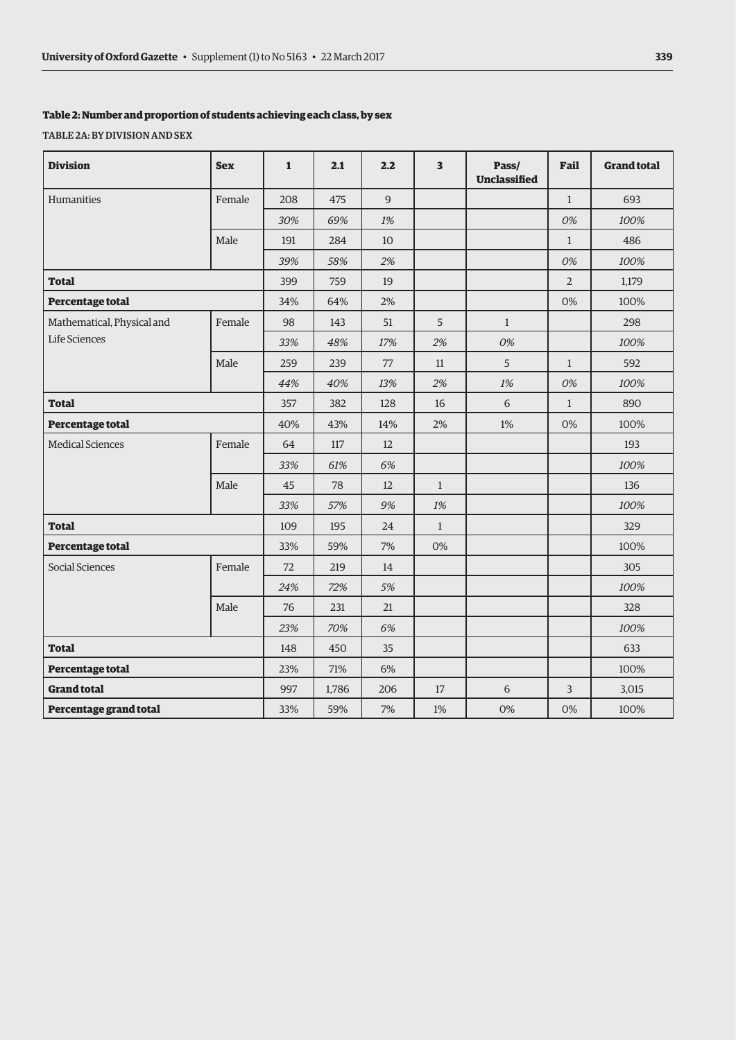### Table 2: Number and proportion of students achieving each class, by sex

TABLE 2A: BY DIVISION AND SEX

| Division | Sex | 1 | 2.1 | 2.2 | 3 | Pass/ Unclassified | Fail | Grand total |
|---|---|---|---|---|---|---|---|---|
| Humanities | Female | 208 | 475 | 9 | | | 1 | 693 |
| | | *30%* | *69%* | *1%* | | | *0%* | *100%* |
| | Male | 191 | 284 | 10 | | | 1 | 486 |
| | | *39%* | *58%* | *2%* | | | *0%* | *100%* |
| **Total** | | 399 | 759 | 19 | | | 2 | 1,179 |
| **Percentage total** | | 34% | 64% | 2% | | | 0% | 100% |
| Mathematical, Physical and Life Sciences | Female | 98 | 143 | 51 | 5 | 1 | | 298 |
| | | *33%* | *48%* | *17%* | *2%* | *0%* | | *100%* |
| | Male | 259 | 239 | 77 | 11 | 5 | 1 | 592 |
| | | *44%* | *40%* | *13%* | *2%* | *1%* | *0%* | *100%* |
| **Total** | | 357 | 382 | 128 | 16 | 6 | 1 | 890 |
| **Percentage total** | | 40% | 43% | 14% | 2% | 1% | 0% | 100% |
| Medical Sciences | Female | 64 | 117 | 12 | | | | 193 |
| | | *33%* | *61%* | *6%* | | | | *100%* |
| | Male | 45 | 78 | 12 | 1 | | | 136 |
| | | *33%* | *57%* | *9%* | *1%* | | | *100%* |
| **Total** | | 109 | 195 | 24 | 1 | | | 329 |
| **Percentage total** | | 33% | 59% | 7% | 0% | | | 100% |
| Social Sciences | Female | 72 | 219 | 14 | | | | 305 |
| | | *24%* | *72%* | *5%* | | | | *100%* |
| | Male | 76 | 231 | 21 | | | | 328 |
| | | *23%* | *70%* | *6%* | | | | *100%* |
| **Total** | | 148 | 450 | 35 | | | | 633 |
| **Percentage total** | | 23% | 71% | 6% | | | | 100% |
| **Grand total** | | 997 | 1,786 | 206 | 17 | 6 | 3 | 3,015 |
| **Percentage grand total** | | 33% | 59% | 7% | 1% | 0% | 0% | 100% |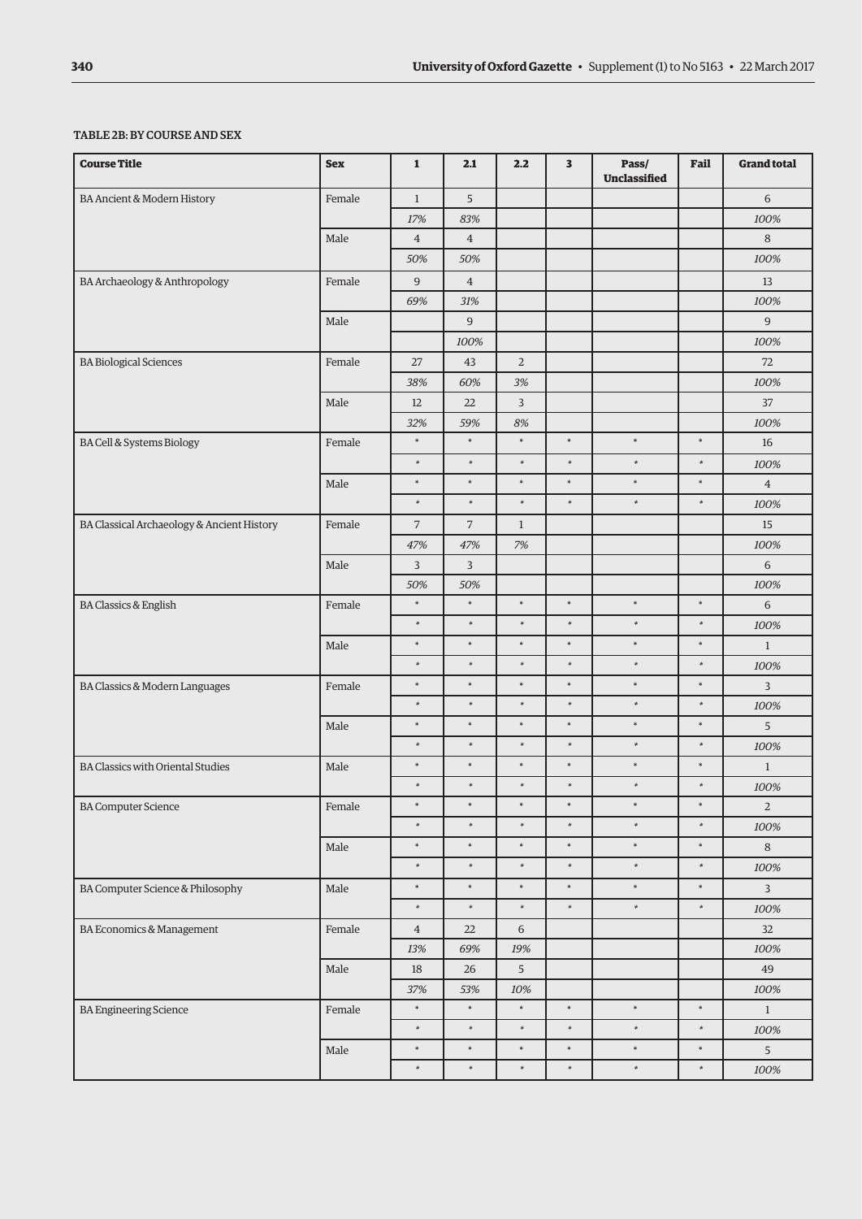TABLE 2B: BY COURSE AND SEX

| Course Title | Sex | 1 | 2.1 | 2.2 | 3 | Pass/ Unclassified | Fail | Grand total |
|---|---|---|---|---|---|---|---|---|
| BA Ancient & Modern History | Female | 1 | 5 | | | | | 6 |
| | | *17%* | *83%* | | | | | *100%* |
| | Male | 4 | 4 | | | | | 8 |
| | | *50%* | *50%* | | | | | *100%* |
| BA Archaeology & Anthropology | Female | 9 | 4 | | | | | 13 |
| | | *69%* | *31%* | | | | | *100%* |
| | Male | | 9 | | | | | 9 |
| | | | *100%* | | | | | *100%* |
| BA Biological Sciences | Female | 27 | 43 | 2 | | | | 72 |
| | | *38%* | *60%* | *3%* | | | | *100%* |
| | Male | 12 | 22 | 3 | | | | 37 |
| | | *32%* | *59%* | *8%* | | | | *100%* |
| BA Cell & Systems Biology | Female | * | * | * | * | * | * | 16 |
| | | * | * | * | * | * | * | *100%* |
| | Male | * | * | * | * | * | * | 4 |
| | | * | * | * | * | * | * | *100%* |
| BA Classical Archaeology & Ancient History | Female | 7 | 7 | 1 | | | | 15 |
| | | *47%* | *47%* | *7%* | | | | *100%* |
| | Male | 3 | 3 | | | | | 6 |
| | | *50%* | *50%* | | | | | *100%* |
| BA Classics & English | Female | * | * | * | * | * | * | 6 |
| | | * | * | * | * | * | * | *100%* |
| | Male | * | * | * | * | * | * | 1 |
| | | * | * | * | * | * | * | *100%* |
| BA Classics & Modern Languages | Female | * | * | * | * | * | * | 3 |
| | | * | * | * | * | * | * | *100%* |
| | Male | * | * | * | * | * | * | 5 |
| | | * | * | * | * | * | * | *100%* |
| BA Classics with Oriental Studies | Male | * | * | * | * | * | * | 1 |
| | | * | * | * | * | * | * | *100%* |
| BA Computer Science | Female | * | * | * | * | * | * | 2 |
| | | * | * | * | * | * | * | *100%* |
| | Male | * | * | * | * | * | * | 8 |
| | | * | * | * | * | * | * | *100%* |
| BA Computer Science & Philosophy | Male | * | * | * | * | * | * | 3 |
| | | * | * | * | * | * | * | *100%* |
| BA Economics & Management | Female | 4 | 22 | 6 | | | | 32 |
| | | *13%* | *69%* | *19%* | | | | *100%* |
| | Male | 18 | 26 | 5 | | | | 49 |
| | | *37%* | *53%* | *10%* | | | | *100%* |
| BA Engineering Science | Female | * | * | * | * | * | * | 1 |
| | | * | * | * | * | * | * | *100%* |
| | Male | * | * | * | * | * | * | 5 |
| | | * | * | * | * | * | * | *100%* |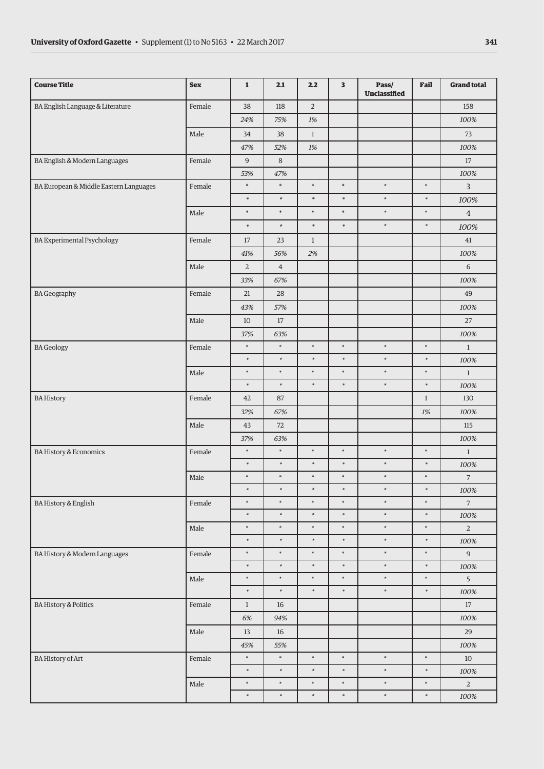| Course Title | Sex | 1 | 2.1 | 2.2 | 3 | Pass/ Unclassified | Fail | Grand total |
|---|---|---|---|---|---|---|---|---|
| BA English Language & Literature | Female | 38 | 118 | 2 | | | | 158 |
| | | *24%* | *75%* | *1%* | | | | *100%* |
| | Male | 34 | 38 | 1 | | | | 73 |
| | | *47%* | *52%* | *1%* | | | | *100%* |
| BA English & Modern Languages | Female | 9 | 8 | | | | | 17 |
| | | *53%* | *47%* | | | | | *100%* |
| BA European & Middle Eastern Languages | Female | * | * | * | * | * | * | 3 |
| | | * | * | * | * | * | * | *100%* |
| | Male | * | * | * | * | * | * | 4 |
| | | * | * | * | * | * | * | *100%* |
| BA Experimental Psychology | Female | 17 | 23 | 1 | | | | 41 |
| | | *41%* | *56%* | *2%* | | | | *100%* |
| | Male | 2 | 4 | | | | | 6 |
| | | *33%* | *67%* | | | | | *100%* |
| BA Geography | Female | 21 | 28 | | | | | 49 |
| | | *43%* | *57%* | | | | | *100%* |
| | Male | 10 | 17 | | | | | 27 |
| | | *37%* | *63%* | | | | | *100%* |
| BA Geology | Female | * | * | * | * | * | * | 1 |
| | | * | * | * | * | * | * | *100%* |
| | Male | * | * | * | * | * | * | 1 |
| | | * | * | * | * | * | * | *100%* |
| BA History | Female | 42 | 87 | | | | 1 | 130 |
| | | *32%* | *67%* | | | | *1%* | *100%* |
| | Male | 43 | 72 | | | | | 115 |
| | | *37%* | *63%* | | | | | *100%* |
| BA History & Economics | Female | * | * | * | * | * | * | 1 |
| | | * | * | * | * | * | * | *100%* |
| | Male | * | * | * | * | * | * | 7 |
| | | * | * | * | * | * | * | *100%* |
| BA History & English | Female | * | * | * | * | * | * | 7 |
| | | * | * | * | * | * | * | *100%* |
| | Male | * | * | * | * | * | * | 2 |
| | | * | * | * | * | * | * | *100%* |
| BA History & Modern Languages | Female | * | * | * | * | * | * | 9 |
| | | * | * | * | * | * | * | *100%* |
| | Male | * | * | * | * | * | * | 5 |
| | | * | * | * | * | * | * | *100%* |
| BA History & Politics | Female | 1 | 16 | | | | | 17 |
| | | *6%* | *94%* | | | | | *100%* |
| | Male | 13 | 16 | | | | | 29 |
| | | *45%* | *55%* | | | | | *100%* |
| BA History of Art | Female | * | * | * | * | * | * | 10 |
| | | * | * | * | * | * | * | *100%* |
| | Male | * | * | * | * | * | * | 2 |
| | | * | * | * | * | * | * | *100%* |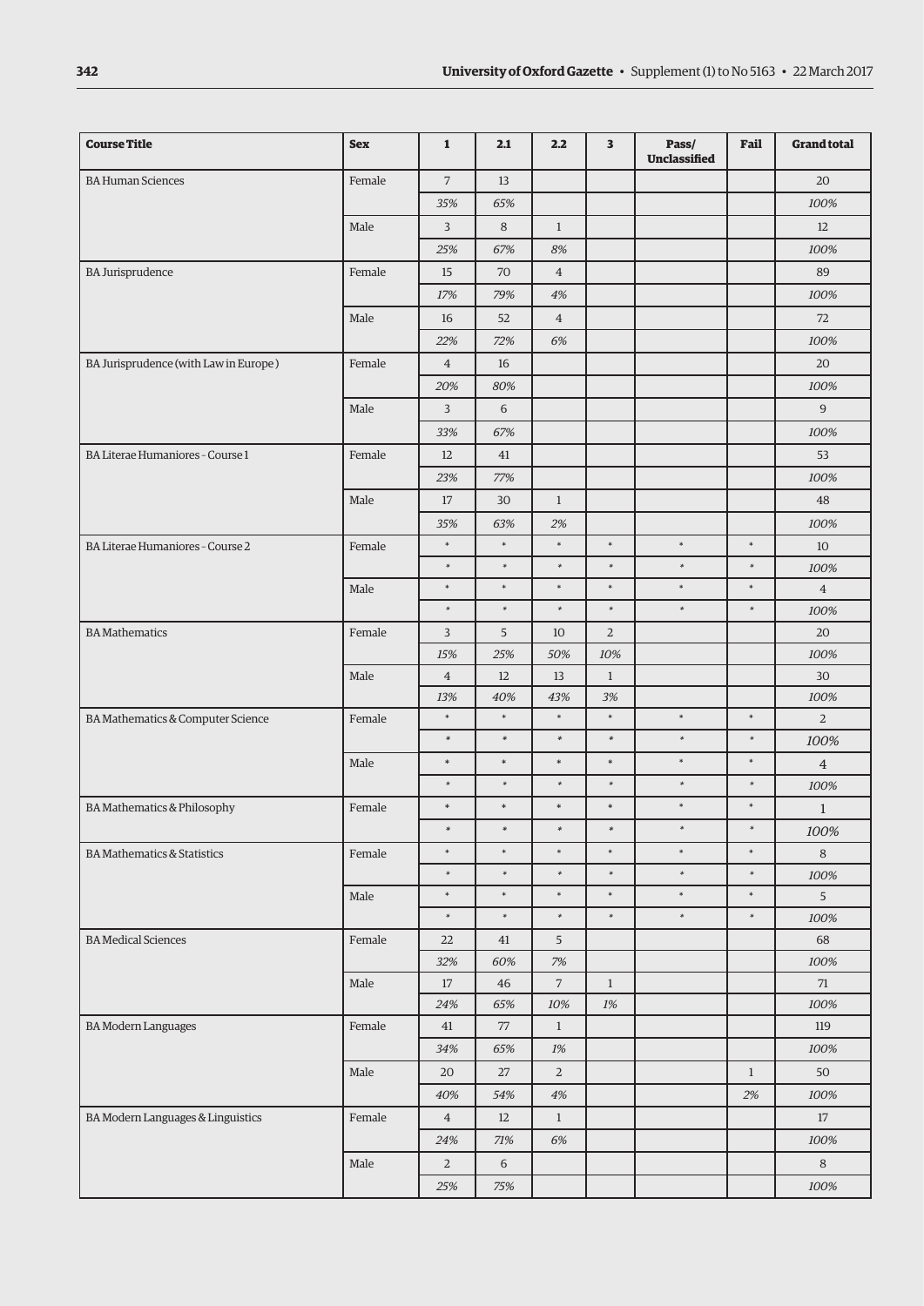| Course Title | Sex | 1 | 2.1 | 2.2 | 3 | Pass/ Unclassified | Fail | Grand total |
|---|---|---|---|---|---|---|---|---|
| BA Human Sciences | Female | 7 | 13 | | | | | 20 |
| | | *35%* | *65%* | | | | | *100%* |
| | Male | 3 | 8 | 1 | | | | 12 |
| | | *25%* | *67%* | *8%* | | | | *100%* |
| BA Jurisprudence | Female | 15 | 70 | 4 | | | | 89 |
| | | *17%* | *79%* | *4%* | | | | *100%* |
| | Male | 16 | 52 | 4 | | | | 72 |
| | | *22%* | *72%* | *6%* | | | | *100%* |
| BA Jurisprudence (with Law in Europe ) | Female | 4 | 16 | | | | | 20 |
| | | *20%* | *80%* | | | | | *100%* |
| | Male | 3 | 6 | | | | | 9 |
| | | *33%* | *67%* | | | | | *100%* |
| BA Literae Humaniores - Course 1 | Female | 12 | 41 | | | | | 53 |
| | | *23%* | *77%* | | | | | *100%* |
| | Male | 17 | 30 | 1 | | | | 48 |
| | | *35%* | *63%* | *2%* | | | | *100%* |
| BA Literae Humaniores - Course 2 | Female | * | * | * | * | * | * | 10 |
| | | * | * | * | * | * | * | *100%* |
| | Male | * | * | * | * | * | * | 4 |
| | | * | * | * | * | * | * | *100%* |
| BA Mathematics | Female | 3 | 5 | 10 | 2 | | | 20 |
| | | *15%* | *25%* | *50%* | *10%* | | | *100%* |
| | Male | 4 | 12 | 13 | 1 | | | 30 |
| | | *13%* | *40%* | *43%* | *3%* | | | *100%* |
| BA Mathematics & Computer Science | Female | * | * | * | * | * | * | 2 |
| | | * | * | * | * | * | * | *100%* |
| | Male | * | * | * | * | * | * | 4 |
| | | * | * | * | * | * | * | *100%* |
| BA Mathematics & Philosophy | Female | * | * | * | * | * | * | 1 |
| | | * | * | * | * | * | * | *100%* |
| BA Mathematics & Statistics | Female | * | * | * | * | * | * | 8 |
| | | * | * | * | * | * | * | *100%* |
| | Male | * | * | * | * | * | * | 5 |
| | | * | * | * | * | * | * | *100%* |
| BA Medical Sciences | Female | 22 | 41 | 5 | | | | 68 |
| | | *32%* | *60%* | *7%* | | | | *100%* |
| | Male | 17 | 46 | 7 | 1 | | | 71 |
| | | *24%* | *65%* | *10%* | *1%* | | | *100%* |
| BA Modern Languages | Female | 41 | 77 | 1 | | | | 119 |
| | | *34%* | *65%* | *1%* | | | | *100%* |
| | Male | 20 | 27 | 2 | | | 1 | 50 |
| | | *40%* | *54%* | *4%* | | | *2%* | *100%* |
| BA Modern Languages & Linguistics | Female | 4 | 12 | 1 | | | | 17 |
| | | *24%* | *71%* | *6%* | | | | *100%* |
| | Male | 2 | 6 | | | | | 8 |
| | | *25%* | *75%* | | | | | *100%* |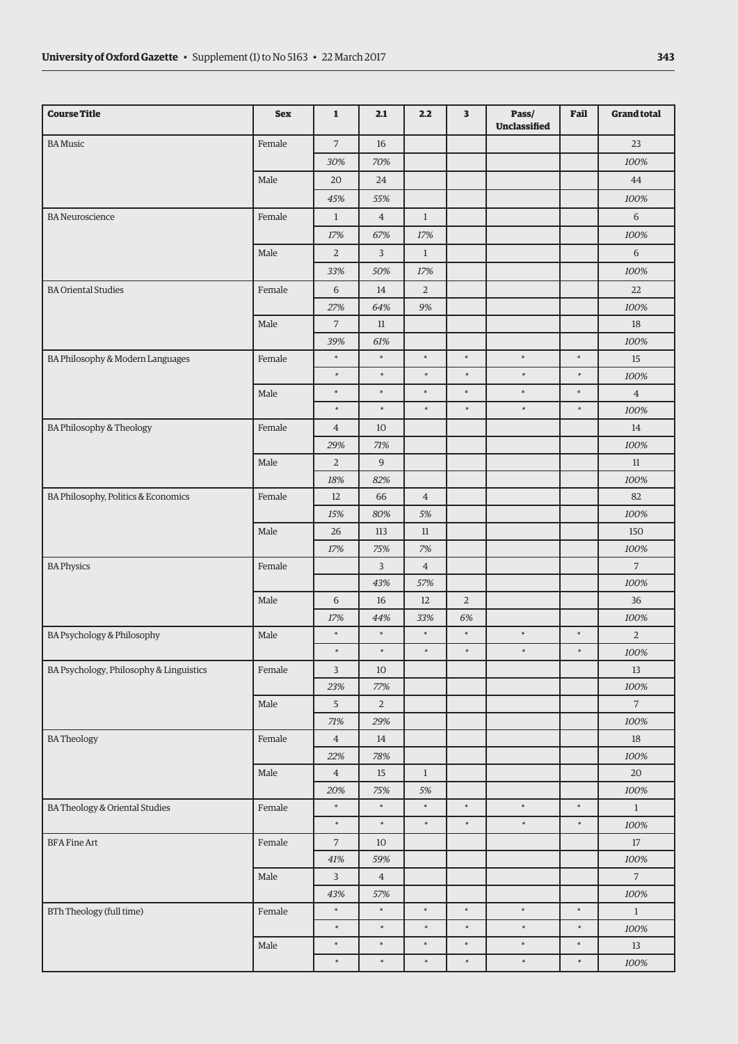| Course Title | Sex | 1 | 2.1 | 2.2 | 3 | Pass/ Unclassified | Fail | Grand total |
|---|---|---|---|---|---|---|---|---|
| BA Music | Female | 7 | 16 | | | | | 23 |
| | | *30%* | *70%* | | | | | *100%* |
| | Male | 20 | 24 | | | | | 44 |
| | | *45%* | *55%* | | | | | *100%* |
| BA Neuroscience | Female | 1 | 4 | 1 | | | | 6 |
| | | *17%* | *67%* | *17%* | | | | *100%* |
| | Male | 2 | 3 | 1 | | | | 6 |
| | | *33%* | *50%* | *17%* | | | | *100%* |
| BA Oriental Studies | Female | 6 | 14 | 2 | | | | 22 |
| | | *27%* | *64%* | *9%* | | | | *100%* |
| | Male | 7 | 11 | | | | | 18 |
| | | *39%* | *61%* | | | | | *100%* |
| BA Philosophy & Modern Languages | Female | * | * | * | * | * | * | 15 |
| | | * | * | * | * | * | * | *100%* |
| | Male | * | * | * | * | * | * | 4 |
| | | * | * | * | * | * | * | *100%* |
| BA Philosophy & Theology | Female | 4 | 10 | | | | | 14 |
| | | *29%* | *71%* | | | | | *100%* |
| | Male | 2 | 9 | | | | | 11 |
| | | *18%* | *82%* | | | | | *100%* |
| BA Philosophy, Politics & Economics | Female | 12 | 66 | 4 | | | | 82 |
| | | *15%* | *80%* | *5%* | | | | *100%* |
| | Male | 26 | 113 | 11 | | | | 150 |
| | | *17%* | *75%* | *7%* | | | | *100%* |
| BA Physics | Female | | 3 | 4 | | | | 7 |
| | | | *43%* | *57%* | | | | *100%* |
| | Male | 6 | 16 | 12 | 2 | | | 36 |
| | | *17%* | *44%* | *33%* | *6%* | | | *100%* |
| BA Psychology & Philosophy | Male | * | * | * | * | * | * | 2 |
| | | * | * | * | * | * | * | *100%* |
| BA Psychology, Philosophy & Linguistics | Female | 3 | 10 | | | | | 13 |
| | | *23%* | *77%* | | | | | *100%* |
| | Male | 5 | 2 | | | | | 7 |
| | | *71%* | *29%* | | | | | *100%* |
| BA Theology | Female | 4 | 14 | | | | | 18 |
| | | *22%* | *78%* | | | | | *100%* |
| | Male | 4 | 15 | 1 | | | | 20 |
| | | *20%* | *75%* | *5%* | | | | *100%* |
| BA Theology & Oriental Studies | Female | * | * | * | * | * | * | 1 |
| | | * | * | * | * | * | * | *100%* |
| BFA Fine Art | Female | 7 | 10 | | | | | 17 |
| | | *41%* | *59%* | | | | | *100%* |
| | Male | 3 | 4 | | | | | 7 |
| | | *43%* | *57%* | | | | | *100%* |
| BTh Theology (full time) | Female | * | * | * | * | * | * | 1 |
| | | * | * | * | * | * | * | *100%* |
| | Male | * | * | * | * | * | * | 13 |
| | | * | * | * | * | * | * | *100%* |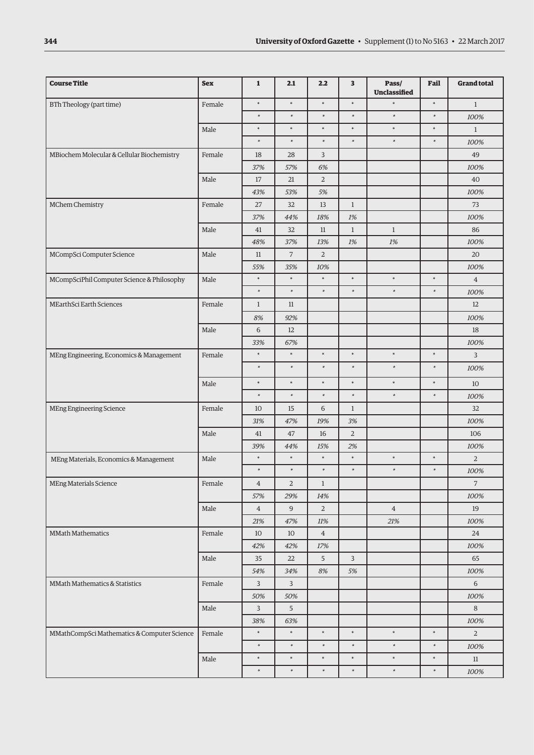| Course Title | Sex | 1 | 2.1 | 2.2 | 3 | Pass/ Unclassified | Fail | Grand total |
|---|---|---|---|---|---|---|---|---|
| BTh Theology (part time) | Female | * | * | * | * | * | * | 1 |
| | | * | * | * | * | * | * | *100%* |
| | Male | * | * | * | * | * | * | 1 |
| | | * | * | * | * | * | * | *100%* |
| MBiochem Molecular & Cellular Biochemistry | Female | 18 | 28 | 3 | | | | 49 |
| | | *37%* | *57%* | *6%* | | | | *100%* |
| | Male | 17 | 21 | 2 | | | | 40 |
| | | *43%* | *53%* | *5%* | | | | *100%* |
| MChem Chemistry | Female | 27 | 32 | 13 | 1 | | | 73 |
| | | *37%* | *44%* | *18%* | *1%* | | | *100%* |
| | Male | 41 | 32 | 11 | 1 | 1 | | 86 |
| | | *48%* | *37%* | *13%* | *1%* | *1%* | | *100%* |
| MCompSci Computer Science | Male | 11 | 7 | 2 | | | | 20 |
| | | *55%* | *35%* | *10%* | | | | *100%* |
| MCompSciPhil Computer Science & Philosophy | Male | * | * | * | * | * | * | 4 |
| | | * | * | * | * | * | * | *100%* |
| MEarthSci Earth Sciences | Female | 1 | 11 | | | | | 12 |
| | | *8%* | *92%* | | | | | *100%* |
| | Male | 6 | 12 | | | | | 18 |
| | | *33%* | *67%* | | | | | *100%* |
| MEng Engineering, Economics & Management | Female | * | * | * | * | * | * | 3 |
| | | * | * | * | * | * | * | *100%* |
| | Male | * | * | * | * | * | * | 10 |
| | | * | * | * | * | * | * | *100%* |
| MEng Engineering Science | Female | 10 | 15 | 6 | 1 | | | 32 |
| | | *31%* | *47%* | *19%* | *3%* | | | *100%* |
| | Male | 41 | 47 | 16 | 2 | | | 106 |
| | | *39%* | *44%* | *15%* | *2%* | | | *100%* |
| MEng Materials, Economics & Management | Male | * | * | * | * | * | * | 2 |
| | | * | * | * | * | * | * | *100%* |
| MEng Materials Science | Female | 4 | 2 | 1 | | | | 7 |
| | | *57%* | *29%* | *14%* | | | | *100%* |
| | Male | 4 | 9 | 2 | | 4 | | 19 |
| | | *21%* | *47%* | *11%* | | *21%* | | *100%* |
| MMath Mathematics | Female | 10 | 10 | 4 | | | | 24 |
| | | *42%* | *42%* | *17%* | | | | *100%* |
| | Male | 35 | 22 | 5 | 3 | | | 65 |
| | | *54%* | *34%* | *8%* | *5%* | | | *100%* |
| MMath Mathematics & Statistics | Female | 3 | 3 | | | | | 6 |
| | | *50%* | *50%* | | | | | *100%* |
| | Male | 3 | 5 | | | | | 8 |
| | | *38%* | *63%* | | | | | *100%* |
| MMathCompSci Mathematics & Computer Science | Female | * | * | * | * | * | * | 2 |
| | | * | * | * | * | * | * | *100%* |
| | Male | * | * | * | * | * | * | 11 |
| | | * | * | * | * | * | * | *100%* |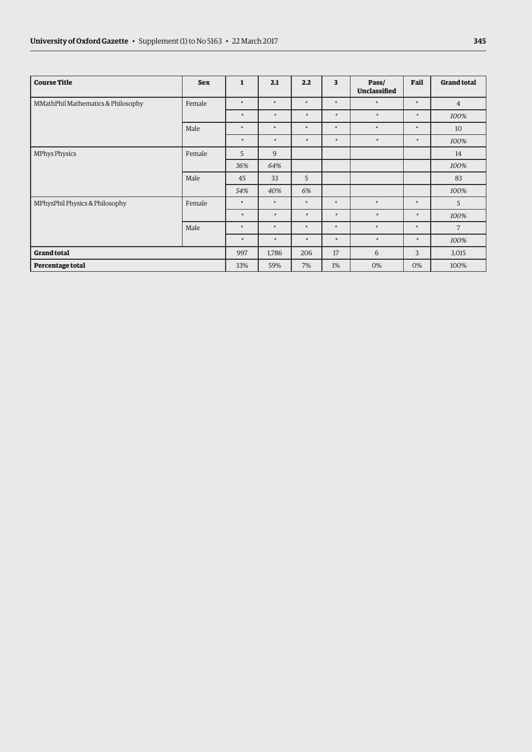| Course Title | Sex | 1 | 2.1 | 2.2 | 3 | Pass/ Unclassified | Fail | Grand total |
|---|---|---|---|---|---|---|---|---|
| MMathPhil Mathematics & Philosophy | Female | * | * | * | * | * | * | 4 |
| | | * | * | * | * | * | * | *100%* |
| | Male | * | * | * | * | * | * | 10 |
| | | * | * | * | * | * | * | *100%* |
| MPhys Physics | Female | 5 | 9 | | | | | 14 |
| | | *36%* | *64%* | | | | | *100%* |
| | Male | 45 | 33 | 5 | | | | 83 |
| | | *54%* | *40%* | *6%* | | | | *100%* |
| MPhysPhil Physics & Philosophy | Female | * | * | * | * | * | * | 5 |
| | | * | * | * | * | * | * | *100%* |
| | Male | * | * | * | * | * | * | 7 |
| | | * | * | * | * | * | * | *100%* |
| **Grand total** | | 997 | 1,786 | 206 | 17 | 6 | 3 | 3,015 |
| **Percentage total** | | 33% | 59% | 7% | 1% | 0% | 0% | 100% |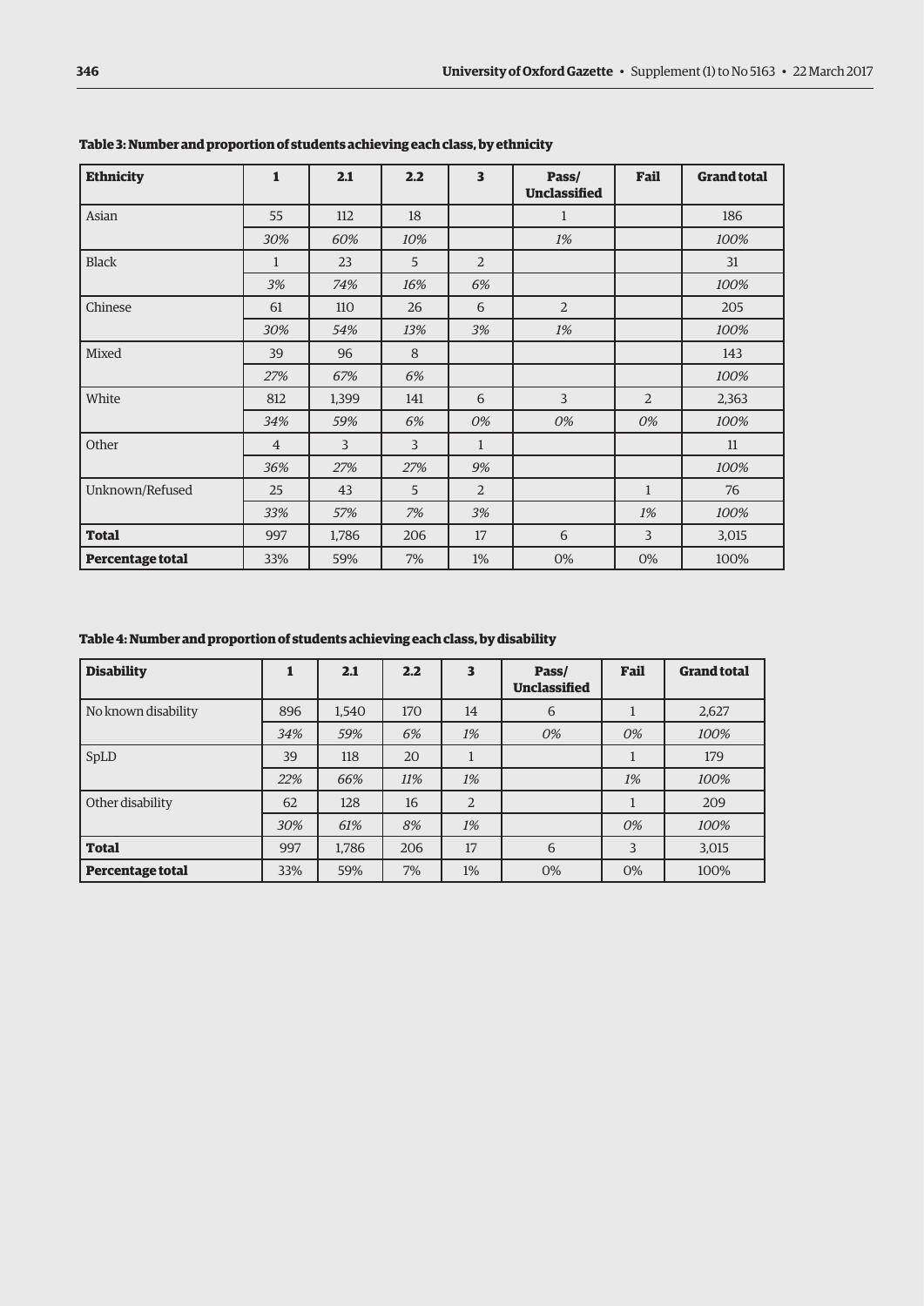**Table 3: Number and proportion of students achieving each class, by ethnicity**

| Ethnicity | 1 | 2.1 | 2.2 | 3 | Pass/ Unclassified | Fail | Grand total |
|---|---|---|---|---|---|---|---|
| Asian | 55 | 112 | 18 | | 1 | | 186 |
| | *30%* | *60%* | *10%* | | *1%* | | *100%* |
| Black | 1 | 23 | 5 | 2 | | | 31 |
| | *3%* | *74%* | *16%* | *6%* | | | *100%* |
| Chinese | 61 | 110 | 26 | 6 | 2 | | 205 |
| | *30%* | *54%* | *13%* | *3%* | *1%* | | *100%* |
| Mixed | 39 | 96 | 8 | | | | 143 |
| | *27%* | *67%* | *6%* | | | | *100%* |
| White | 812 | 1,399 | 141 | 6 | 3 | 2 | 2,363 |
| | *34%* | *59%* | *6%* | *0%* | *0%* | *0%* | *100%* |
| Other | 4 | 3 | 3 | 1 | | | 11 |
| | *36%* | *27%* | *27%* | *9%* | | | *100%* |
| Unknown/Refused | 25 | 43 | 5 | 2 | | 1 | 76 |
| | *33%* | *57%* | *7%* | *3%* | | *1%* | *100%* |
| **Total** | 997 | 1,786 | 206 | 17 | 6 | 3 | 3,015 |
| **Percentage total** | 33% | 59% | 7% | 1% | 0% | 0% | 100% |

**Table 4: Number and proportion of students achieving each class, by disability**

| Disability | 1 | 2.1 | 2.2 | 3 | Pass/ Unclassified | Fail | Grand total |
|---|---|---|---|---|---|---|---|
| No known disability | 896 | 1,540 | 170 | 14 | 6 | 1 | 2,627 |
| | *34%* | *59%* | *6%* | *1%* | *0%* | *0%* | *100%* |
| SpLD | 39 | 118 | 20 | 1 | | 1 | 179 |
| | *22%* | *66%* | *11%* | *1%* | | *1%* | *100%* |
| Other disability | 62 | 128 | 16 | 2 | | 1 | 209 |
| | *30%* | *61%* | *8%* | *1%* | | *0%* | *100%* |
| **Total** | 997 | 1,786 | 206 | 17 | 6 | 3 | 3,015 |
| **Percentage total** | 33% | 59% | 7% | 1% | 0% | 0% | 100% |